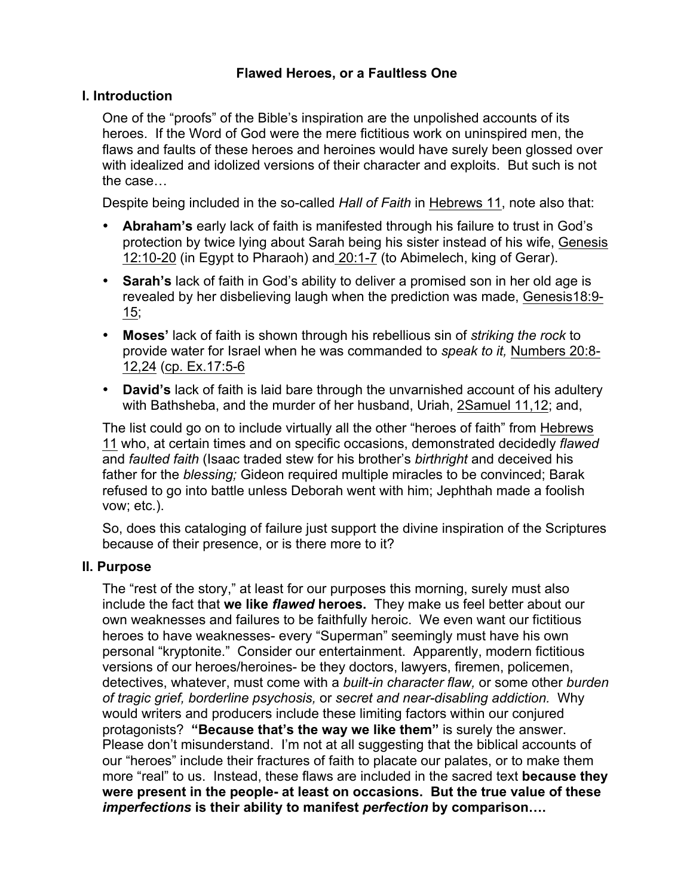# Flawed Heroes, or a Faultless One

## I. Introduction

One of the "proofs" of the Bible's inspiration are the unpolished accounts of its heroes. If the Word of God were the mere fictitious work on uninspired men, the flaws and faults of these heroes and heroines would have surely been glossed over with idealized and idolized versions of their character and exploits. But such is not the case…

Despite being included in the so-called *Hall of Faith* in Hebrews 11, note also that:

- **Abraham's** early lack of faith is manifested through his failure to trust in God's protection by twice lying about Sarah being his sister instead of his wife, Genesis 12:10-20 (in Egypt to Pharaoh) and 20:1-7 (to Abimelech, king of Gerar).
- **Sarah's** lack of faith in God's ability to deliver a promised son in her old age is revealed by her disbelieving laugh when the prediction was made, Genesis18:9-15;
- **Moses'** lack of faith is shown through his rebellious sin of *striking the rock* to provide water for Israel when he was commanded to *speak to it,* Numbers 20:8-12,24 (cp. Ex.17:5-6
- **David's** lack of faith is laid bare through the unvarnished account of his adultery with Bathsheba, and the murder of her husband, Uriah, 2Samuel 11,12; and,

The list could go on to include virtually all the other "heroes of faith" from Hebrews 11 who, at certain times and on specific occasions, demonstrated decidedly *flawed* and *faulted faith* (Isaac traded stew for his brother's *birthright* and deceived his father for the *blessing;* Gideon required multiple miracles to be convinced; Barak refused to go into battle unless Deborah went with him; Jephthah made a foolish vow; etc.).

So, does this cataloging of failure just support the divine inspiration of the Scriptures because of their presence, or is there more to it?

## II. Purpose

The "rest of the story," at least for our purposes this morning, surely must also include the fact that **we like *flawed* heroes.** They make us feel better about our own weaknesses and failures to be faithfully heroic. We even want our fictitious heroes to have weaknesses- every "Superman" seemingly must have his own personal "kryptonite." Consider our entertainment. Apparently, modern fictitious versions of our heroes/heroines- be they doctors, lawyers, firemen, policemen, detectives, whatever, must come with a *built-in character flaw,* or some other *burden of tragic grief, borderline psychosis,* or *secret and near-disabling addiction.* Why would writers and producers include these limiting factors within our conjured protagonists? **"Because that's the way we like them"** is surely the answer. Please don't misunderstand. I'm not at all suggesting that the biblical accounts of our "heroes" include their fractures of faith to placate our palates, or to make them more "real" to us. Instead, these flaws are included in the sacred text **because they were present in the people- at least on occasions. But the true value of these *imperfections* is their ability to manifest *perfection* by comparison….**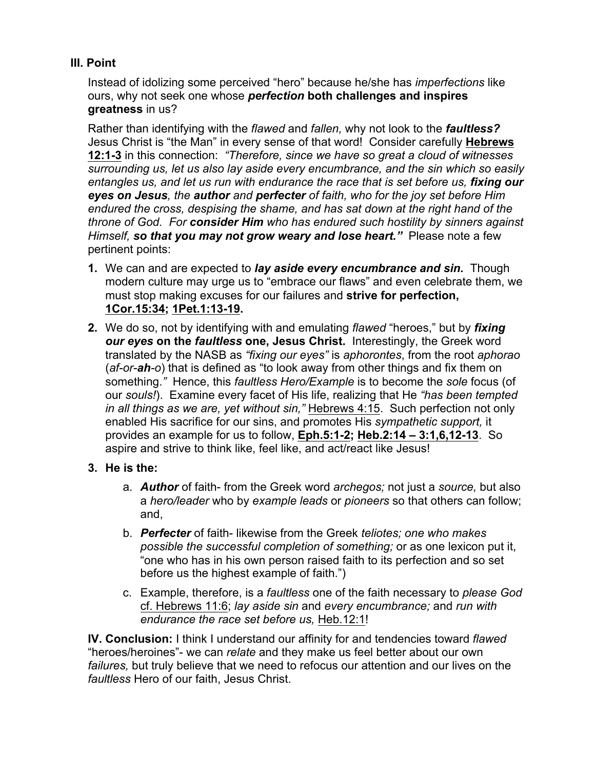### III. Point

Instead of idolizing some perceived "hero" because he/she has *imperfections* like ours, why not seek one whose ***perfection*** **both challenges and inspires greatness** in us?

Rather than identifying with the *flawed* and *fallen,* why not look to the ***faultless?*** Jesus Christ is "the Man" in every sense of that word! Consider carefully **Hebrews 12:1-3** in this connection: *"Therefore, since we have so great a cloud of witnesses surrounding us, let us also lay aside every encumbrance, and the sin which so easily entangles us, and let us run with endurance the race that is set before us,* ***fixing our eyes on Jesus****, the* ***author*** *and* ***perfecter*** *of faith, who for the joy set before Him endured the cross, despising the shame, and has sat down at the right hand of the throne of God. For* ***consider Him*** *who has endured such hostility by sinners against Himself,* ***so that you may not grow weary and lose heart."*** Please note a few pertinent points:

1. We can and are expected to ***lay aside every encumbrance and sin.*** Though modern culture may urge us to "embrace our flaws" and even celebrate them, we must stop making excuses for our failures and **strive for perfection, 1Cor.15:34; 1Pet.1:13-19.**
2. We do so, not by identifying with and emulating *flawed* "heroes," but by ***fixing our eyes*** **on the** ***faultless*** **one, Jesus Christ.** Interestingly, the Greek word translated by the NASB as *"fixing our eyes"* is *aphorontes*, from the root *aphorao* (*af-or-**ah**-o*) that is defined as "to look away from other things and fix them on something.*"* Hence, this *faultless Hero/Example* is to become the *sole* focus (of our *souls!*). Examine every facet of His life, realizing that He *"has been tempted in all things as we are, yet without sin,"* Hebrews 4:15. Such perfection not only enabled His sacrifice for our sins, and promotes His *sympathetic support,* it provides an example for us to follow, **Eph.5:1-2; Heb.2:14 – 3:1,6,12-13**. So aspire and strive to think like, feel like, and act/react like Jesus!
3. **He is the:**
   a. ***Author*** of faith- from the Greek word *archegos;* not just a *source,* but also a *hero/leader* who by *example leads* or *pioneers* so that others can follow; and,
   b. ***Perfecter*** of faith- likewise from the Greek *teliotes; one who makes possible the successful completion of something;* or as one lexicon put it, "one who has in his own person raised faith to its perfection and so set before us the highest example of faith.")
   c. Example, therefore, is a *faultless* one of the faith necessary to *please God* cf. Hebrews 11:6; *lay aside sin* and *every encumbrance;* and *run with endurance the race set before us,* Heb.12:1!

**IV. Conclusion:** I think I understand our affinity for and tendencies toward *flawed* "heroes/heroines"- we can *relate* and they make us feel better about our own *failures,* but truly believe that we need to refocus our attention and our lives on the *faultless* Hero of our faith, Jesus Christ.